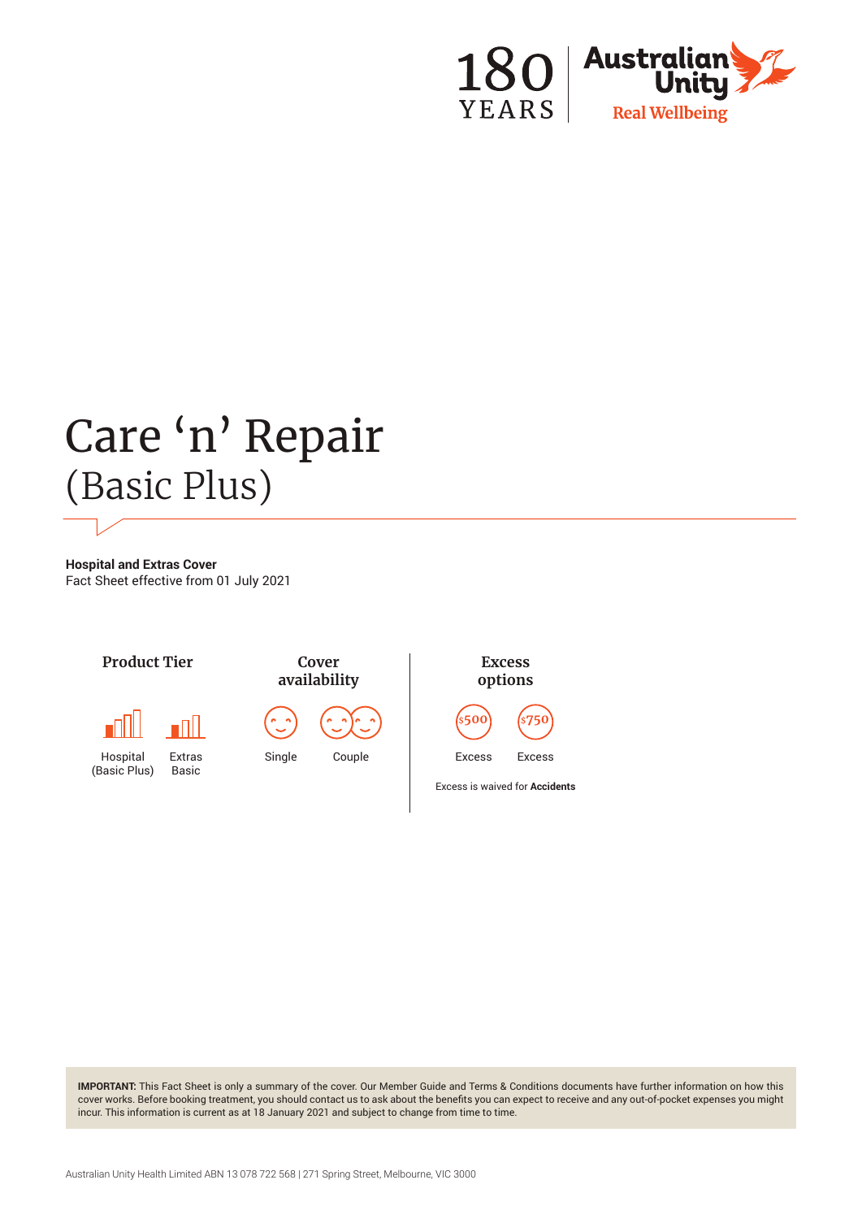180 YEARS

Australian Unity

Real Wellbeing

# Care 'n' Repair
## (Basic Plus)

**Hospital and Extras Cover**
Fact Sheet effective from 01 July 2021

**Product Tier**

Hospital (Basic Plus)

Extras Basic

**Cover availability**

Single

Couple

**Excess options**

$500 Excess

$750 Excess

Excess is waived for **Accidents**

**IMPORTANT:** This Fact Sheet is only a summary of the cover. Our Member Guide and Terms & Conditions documents have further information on how this cover works. Before booking treatment, you should contact us to ask about the benefits you can expect to receive and any out-of-pocket expenses you might incur. This information is current as at 18 January 2021 and subject to change from time to time.

Australian Unity Health Limited ABN 13 078 722 568 | 271 Spring Street, Melbourne, VIC 3000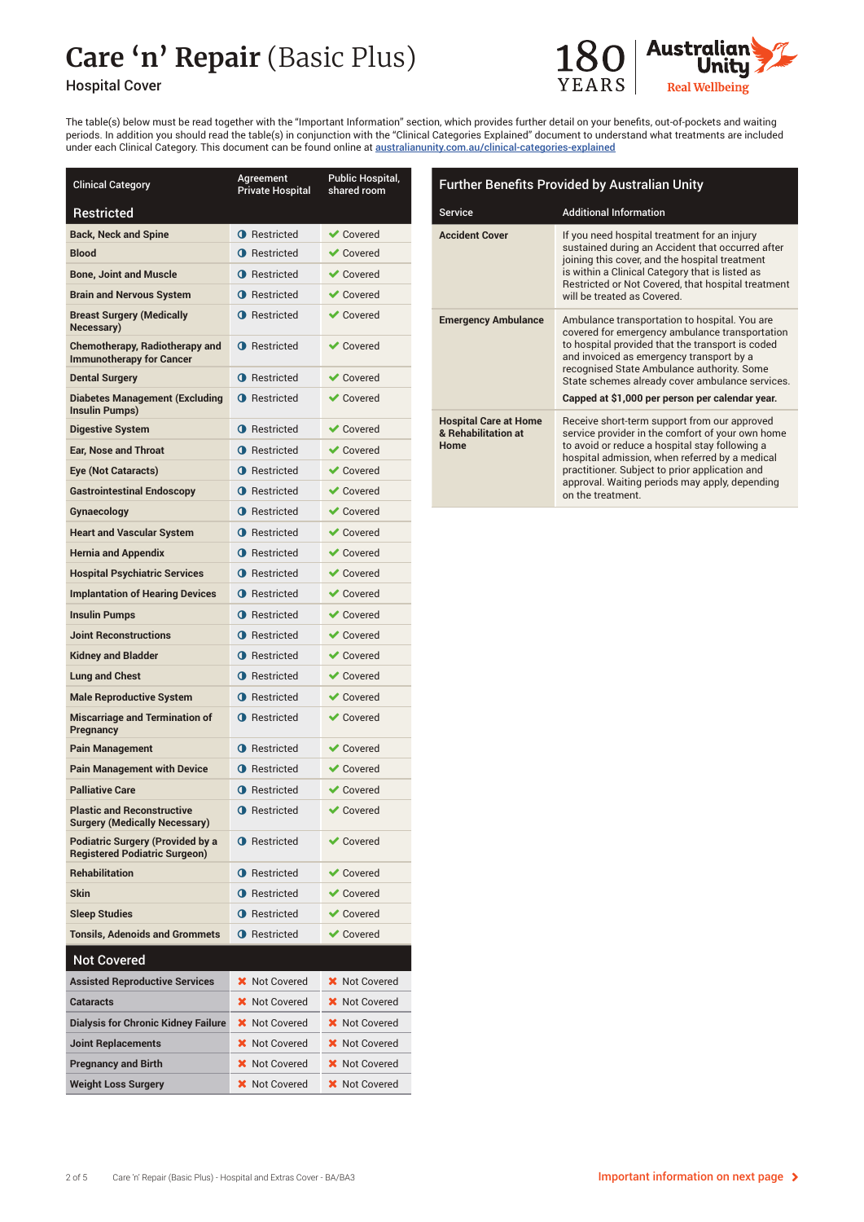# Care 'n' Repair (Basic Plus)

Hospital Cover

180 YEARS — Australian Unity Real Wellbeing

The table(s) below must be read together with the "Important Information" section, which provides further detail on your benefits, out-of-pockets and waiting periods. In addition you should read the table(s) in conjunction with the "Clinical Categories Explained" document to understand what treatments are included under each Clinical Category. This document can be found online at australianunity.com.au/clinical-categories-explained

| Clinical Category | Agreement Private Hospital | Public Hospital, shared room |
|---|---|---|
| **Restricted** | | |
| Back, Neck and Spine | Restricted | Covered |
| Blood | Restricted | Covered |
| Bone, Joint and Muscle | Restricted | Covered |
| Brain and Nervous System | Restricted | Covered |
| Breast Surgery (Medically Necessary) | Restricted | Covered |
| Chemotherapy, Radiotherapy and Immunotherapy for Cancer | Restricted | Covered |
| Dental Surgery | Restricted | Covered |
| Diabetes Management (Excluding Insulin Pumps) | Restricted | Covered |
| Digestive System | Restricted | Covered |
| Ear, Nose and Throat | Restricted | Covered |
| Eye (Not Cataracts) | Restricted | Covered |
| Gastrointestinal Endoscopy | Restricted | Covered |
| Gynaecology | Restricted | Covered |
| Heart and Vascular System | Restricted | Covered |
| Hernia and Appendix | Restricted | Covered |
| Hospital Psychiatric Services | Restricted | Covered |
| Implantation of Hearing Devices | Restricted | Covered |
| Insulin Pumps | Restricted | Covered |
| Joint Reconstructions | Restricted | Covered |
| Kidney and Bladder | Restricted | Covered |
| Lung and Chest | Restricted | Covered |
| Male Reproductive System | Restricted | Covered |
| Miscarriage and Termination of Pregnancy | Restricted | Covered |
| Pain Management | Restricted | Covered |
| Pain Management with Device | Restricted | Covered |
| Palliative Care | Restricted | Covered |
| Plastic and Reconstructive Surgery (Medically Necessary) | Restricted | Covered |
| Podiatric Surgery (Provided by a Registered Podiatric Surgeon) | Restricted | Covered |
| Rehabilitation | Restricted | Covered |
| Skin | Restricted | Covered |
| Sleep Studies | Restricted | Covered |
| Tonsils, Adenoids and Grommets | Restricted | Covered |
| **Not Covered** | | |
| Assisted Reproductive Services | Not Covered | Not Covered |
| Cataracts | Not Covered | Not Covered |
| Dialysis for Chronic Kidney Failure | Not Covered | Not Covered |
| Joint Replacements | Not Covered | Not Covered |
| Pregnancy and Birth | Not Covered | Not Covered |
| Weight Loss Surgery | Not Covered | Not Covered |

## Further Benefits Provided by Australian Unity

| Service | Additional Information |
|---|---|
| **Accident Cover** | If you need hospital treatment for an injury sustained during an Accident that occurred after joining this cover, and the hospital treatment is within a Clinical Category that is listed as Restricted or Not Covered, that hospital treatment will be treated as Covered. |
| **Emergency Ambulance** | Ambulance transportation to hospital. You are covered for emergency ambulance transportation to hospital provided that the transport is coded and invoiced as emergency transport by a recognised State Ambulance authority. Some State schemes already cover ambulance services. **Capped at $1,000 per person per calendar year.** |
| **Hospital Care at Home & Rehabilitation at Home** | Receive short-term support from our approved service provider in the comfort of your own home to avoid or reduce a hospital stay following a hospital admission, when referred by a medical practitioner. Subject to prior application and approval. Waiting periods may apply, depending on the treatment. |

Important information on next page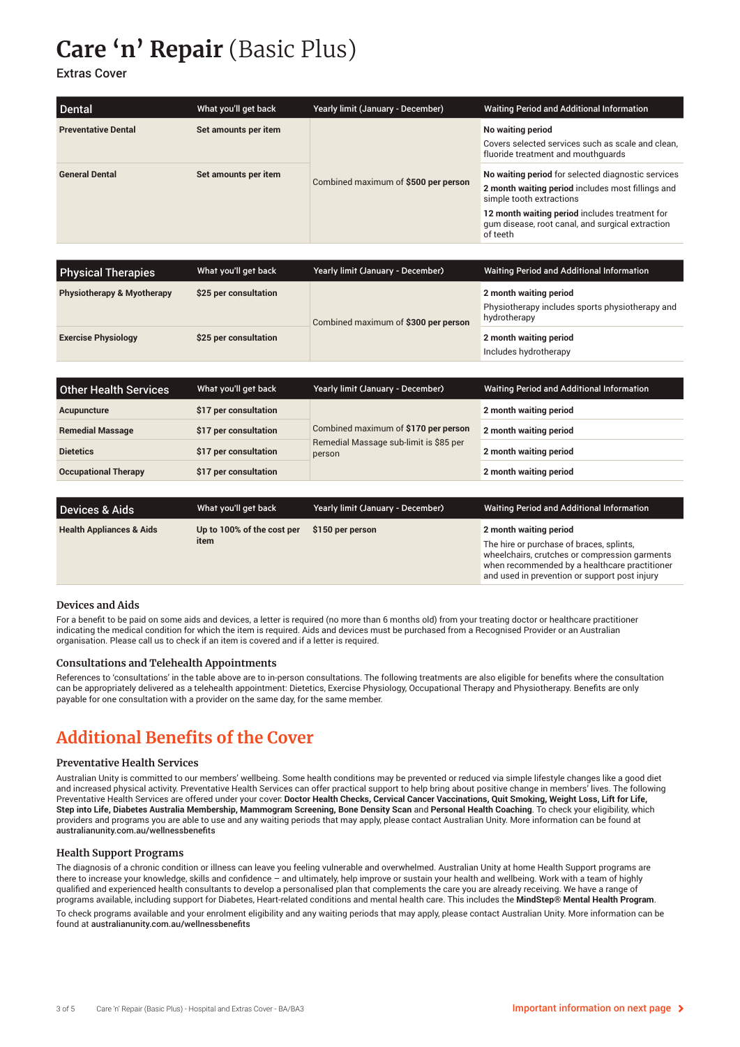# **Care 'n' Repair** (Basic Plus)

Extras Cover

| Dental | What you'll get back | Yearly limit (January - December) | Waiting Period and Additional Information |
|---|---|---|---|
| **Preventative Dental** | **Set amounts per item** | Combined maximum of **$500 per person** | **No waiting period**<br>Covers selected services such as scale and clean, fluoride treatment and mouthguards |
| **General Dental** | **Set amounts per item** | | **No waiting period** for selected diagnostic services<br>**2 month waiting period** includes most fillings and simple tooth extractions<br>**12 month waiting period** includes treatment for gum disease, root canal, and surgical extraction of teeth |

| Physical Therapies | What you'll get back | Yearly limit (January - December) | Waiting Period and Additional Information |
|---|---|---|---|
| **Physiotherapy & Myotherapy** | **$25 per consultation** | Combined maximum of **$300 per person** | **2 month waiting period**<br>Physiotherapy includes sports physiotherapy and hydrotherapy |
| **Exercise Physiology** | **$25 per consultation** | | **2 month waiting period**<br>Includes hydrotherapy |

| Other Health Services | What you'll get back | Yearly limit (January - December) | Waiting Period and Additional Information |
|---|---|---|---|
| **Acupuncture** | **$17 per consultation** | Combined maximum of **$170 per person**<br>Remedial Massage sub-limit is $85 per person | **2 month waiting period** |
| **Remedial Massage** | **$17 per consultation** | | **2 month waiting period** |
| **Dietetics** | **$17 per consultation** | | **2 month waiting period** |
| **Occupational Therapy** | **$17 per consultation** | | **2 month waiting period** |

| Devices & Aids | What you'll get back | Yearly limit (January - December) | Waiting Period and Additional Information |
|---|---|---|---|
| **Health Appliances & Aids** | **Up to 100% of the cost per item** | **$150 per person** | **2 month waiting period**<br>The hire or purchase of braces, splints, wheelchairs, crutches or compression garments when recommended by a healthcare practitioner and used in prevention or support post injury |

### Devices and Aids

For a benefit to be paid on some aids and devices, a letter is required (no more than 6 months old) from your treating doctor or healthcare practitioner indicating the medical condition for which the item is required. Aids and devices must be purchased from a Recognised Provider or an Australian organisation. Please call us to check if an item is covered and if a letter is required.

### Consultations and Telehealth Appointments

References to 'consultations' in the table above are to in-person consultations. The following treatments are also eligible for benefits where the consultation can be appropriately delivered as a telehealth appointment: Dietetics, Exercise Physiology, Occupational Therapy and Physiotherapy. Benefits are only payable for one consultation with a provider on the same day, for the same member.

## Additional Benefits of the Cover

### Preventative Health Services

Australian Unity is committed to our members' wellbeing. Some health conditions may be prevented or reduced via simple lifestyle changes like a good diet and increased physical activity. Preventative Health Services can offer practical support to help bring about positive change in members' lives. The following Preventative Health Services are offered under your cover: **Doctor Health Checks, Cervical Cancer Vaccinations, Quit Smoking, Weight Loss, Lift for Life, Step into Life, Diabetes Australia Membership, Mammogram Screening, Bone Density Scan** and **Personal Health Coaching**. To check your eligibility, which providers and programs you are able to use and any waiting periods that may apply, please contact Australian Unity. More information can be found at australianunity.com.au/wellnessbenefits

### Health Support Programs

The diagnosis of a chronic condition or illness can leave you feeling vulnerable and overwhelmed. Australian Unity at home Health Support programs are there to increase your knowledge, skills and confidence – and ultimately, help improve or sustain your health and wellbeing. Work with a team of highly qualified and experienced health consultants to develop a personalised plan that complements the care you are already receiving. We have a range of programs available, including support for Diabetes, Heart-related conditions and mental health care. This includes the **MindStep® Mental Health Program**.

To check programs available and your enrolment eligibility and any waiting periods that may apply, please contact Australian Unity. More information can be found at australianunity.com.au/wellnessbenefits

Important information on next page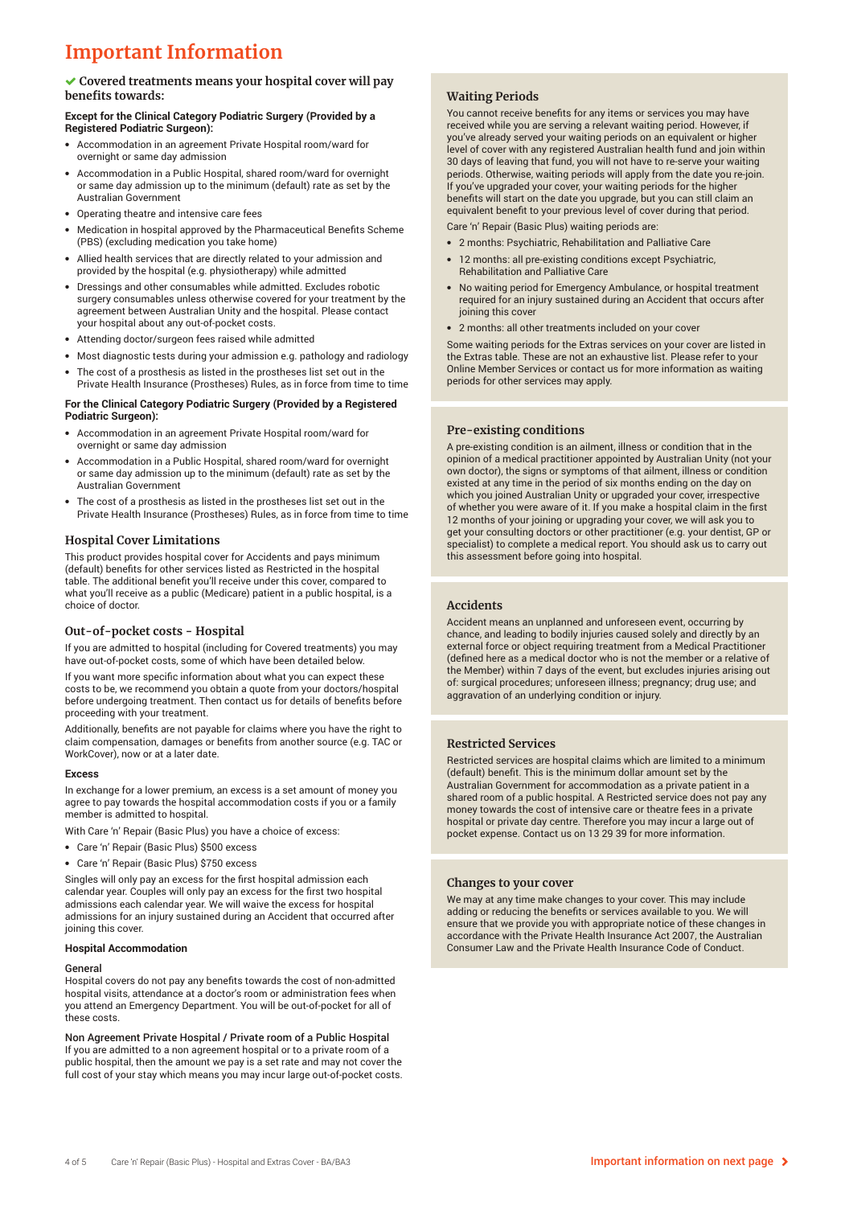# Important Information

### ✔ Covered treatments means your hospital cover will pay benefits towards:

**Except for the Clinical Category Podiatric Surgery (Provided by a Registered Podiatric Surgeon):**

- Accommodation in an agreement Private Hospital room/ward for overnight or same day admission
- Accommodation in a Public Hospital, shared room/ward for overnight or same day admission up to the minimum (default) rate as set by the Australian Government
- Operating theatre and intensive care fees
- Medication in hospital approved by the Pharmaceutical Benefits Scheme (PBS) (excluding medication you take home)
- Allied health services that are directly related to your admission and provided by the hospital (e.g. physiotherapy) while admitted
- Dressings and other consumables while admitted. Excludes robotic surgery consumables unless otherwise covered for your treatment by the agreement between Australian Unity and the hospital. Please contact your hospital about any out-of-pocket costs.
- Attending doctor/surgeon fees raised while admitted
- Most diagnostic tests during your admission e.g. pathology and radiology
- The cost of a prosthesis as listed in the prostheses list set out in the Private Health Insurance (Prostheses) Rules, as in force from time to time

**For the Clinical Category Podiatric Surgery (Provided by a Registered Podiatric Surgeon):**

- Accommodation in an agreement Private Hospital room/ward for overnight or same day admission
- Accommodation in a Public Hospital, shared room/ward for overnight or same day admission up to the minimum (default) rate as set by the Australian Government
- The cost of a prosthesis as listed in the prostheses list set out in the Private Health Insurance (Prostheses) Rules, as in force from time to time

### Hospital Cover Limitations

This product provides hospital cover for Accidents and pays minimum (default) benefits for other services listed as Restricted in the hospital table. The additional benefit you'll receive under this cover, compared to what you'll receive as a public (Medicare) patient in a public hospital, is a choice of doctor.

### Out-of-pocket costs - Hospital

If you are admitted to hospital (including for Covered treatments) you may have out-of-pocket costs, some of which have been detailed below.

If you want more specific information about what you can expect these costs to be, we recommend you obtain a quote from your doctors/hospital before undergoing treatment. Then contact us for details of benefits before proceeding with your treatment.

Additionally, benefits are not payable for claims where you have the right to claim compensation, damages or benefits from another source (e.g. TAC or WorkCover), now or at a later date.

**Excess**

In exchange for a lower premium, an excess is a set amount of money you agree to pay towards the hospital accommodation costs if you or a family member is admitted to hospital.

With Care 'n' Repair (Basic Plus) you have a choice of excess:

- Care 'n' Repair (Basic Plus) $500 excess
- Care 'n' Repair (Basic Plus) $750 excess

Singles will only pay an excess for the first hospital admission each calendar year. Couples will only pay an excess for the first two hospital admissions each calendar year. We will waive the excess for hospital admissions for an injury sustained during an Accident that occurred after joining this cover.

**Hospital Accommodation**

General
Hospital covers do not pay any benefits towards the cost of non-admitted hospital visits, attendance at a doctor's room or administration fees when you attend an Emergency Department. You will be out-of-pocket for all of these costs.

Non Agreement Private Hospital / Private room of a Public Hospital
If you are admitted to a non agreement hospital or to a private room of a public hospital, then the amount we pay is a set rate and may not cover the full cost of your stay which means you may incur large out-of-pocket costs.

### Waiting Periods

You cannot receive benefits for any items or services you may have received while you are serving a relevant waiting period. However, if you've already served your waiting periods on an equivalent or higher level of cover with any registered Australian health fund and join within 30 days of leaving that fund, you will not have to re-serve your waiting periods. Otherwise, waiting periods will apply from the date you re-join. If you've upgraded your cover, your waiting periods for the higher benefits will start on the date you upgrade, but you can still claim an equivalent benefit to your previous level of cover during that period.

Care 'n' Repair (Basic Plus) waiting periods are:

- 2 months: Psychiatric, Rehabilitation and Palliative Care
- 12 months: all pre-existing conditions except Psychiatric, Rehabilitation and Palliative Care
- No waiting period for Emergency Ambulance, or hospital treatment required for an injury sustained during an Accident that occurs after joining this cover
- 2 months: all other treatments included on your cover

Some waiting periods for the Extras services on your cover are listed in the Extras table. These are not an exhaustive list. Please refer to your Online Member Services or contact us for more information as waiting periods for other services may apply.

### Pre-existing conditions

A pre-existing condition is an ailment, illness or condition that in the opinion of a medical practitioner appointed by Australian Unity (not your own doctor), the signs or symptoms of that ailment, illness or condition existed at any time in the period of six months ending on the day on which you joined Australian Unity or upgraded your cover, irrespective of whether you were aware of it. If you make a hospital claim in the first 12 months of your joining or upgrading your cover, we will ask you to get your consulting doctors or other practitioner (e.g. your dentist, GP or specialist) to complete a medical report. You should ask us to carry out this assessment before going into hospital.

### Accidents

Accident means an unplanned and unforeseen event, occurring by chance, and leading to bodily injuries caused solely and directly by an external force or object requiring treatment from a Medical Practitioner (defined here as a medical doctor who is not the member or a relative of the Member) within 7 days of the event, but excludes injuries arising out of: surgical procedures; unforeseen illness; pregnancy; drug use; and aggravation of an underlying condition or injury.

### Restricted Services

Restricted services are hospital claims which are limited to a minimum (default) benefit. This is the minimum dollar amount set by the Australian Government for accommodation as a private patient in a shared room of a public hospital. A Restricted service does not pay any money towards the cost of intensive care or theatre fees in a private hospital or private day centre. Therefore you may incur a large out of pocket expense. Contact us on 13 29 39 for more information.

### Changes to your cover

We may at any time make changes to your cover. This may include adding or reducing the benefits or services available to you. We will ensure that we provide you with appropriate notice of these changes in accordance with the Private Health Insurance Act 2007, the Australian Consumer Law and the Private Health Insurance Code of Conduct.

Important information on next page ›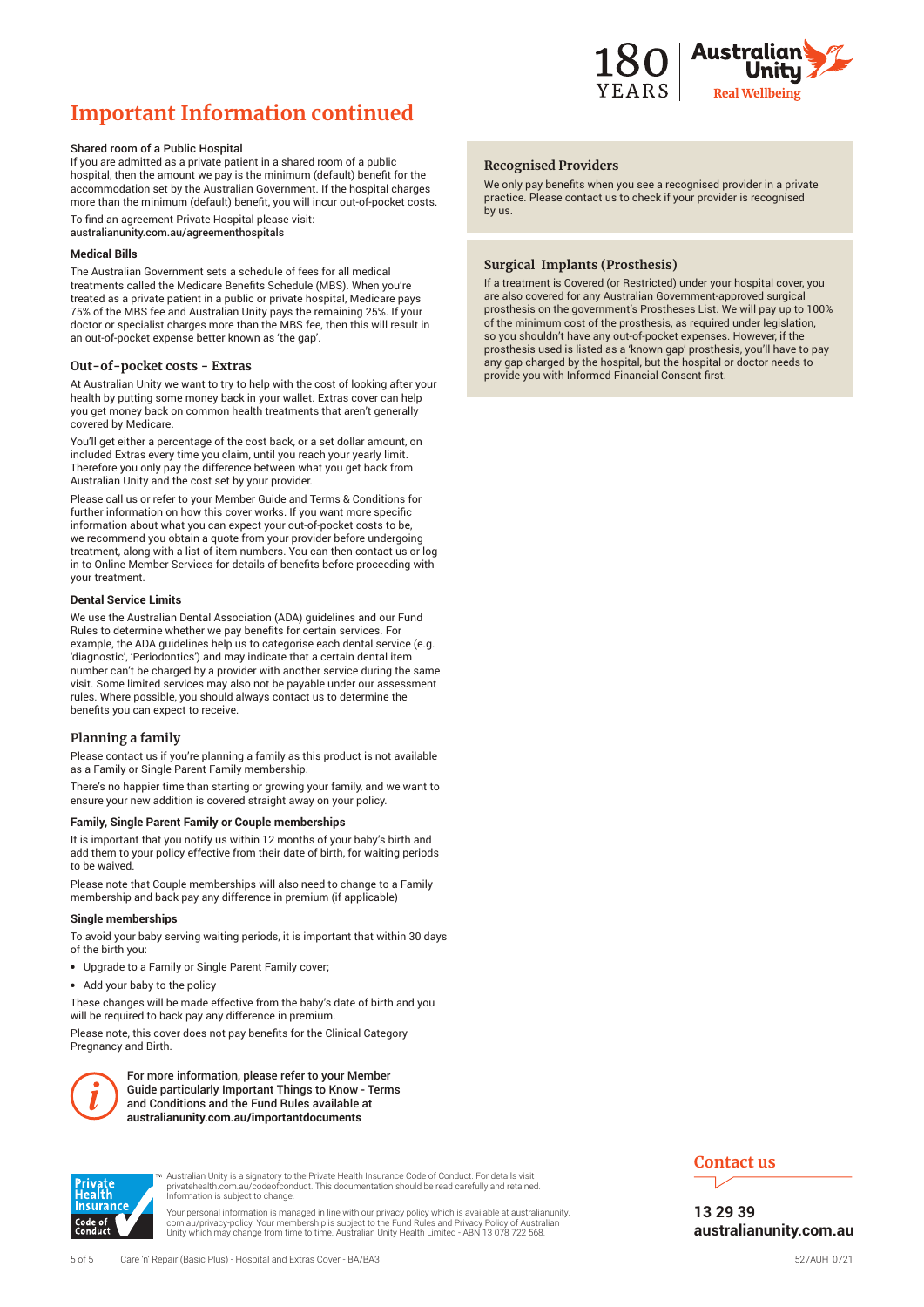# Important Information continued

**Shared room of a Public Hospital**

If you are admitted as a private patient in a shared room of a public hospital, then the amount we pay is the minimum (default) benefit for the accommodation set by the Australian Government. If the hospital charges more than the minimum (default) benefit, you will incur out-of-pocket costs.

To find an agreement Private Hospital please visit: australianunity.com.au/agreementhospitals

**Medical Bills**

The Australian Government sets a schedule of fees for all medical treatments called the Medicare Benefits Schedule (MBS). When you're treated as a private patient in a public or private hospital, Medicare pays 75% of the MBS fee and Australian Unity pays the remaining 25%. If your doctor or specialist charges more than the MBS fee, then this will result in an out-of-pocket expense better known as 'the gap'.

## Out-of-pocket costs - Extras

At Australian Unity we want to try to help with the cost of looking after your health by putting some money back in your wallet. Extras cover can help you get money back on common health treatments that aren't generally covered by Medicare.

You'll get either a percentage of the cost back, or a set dollar amount, on included Extras every time you claim, until you reach your yearly limit. Therefore you only pay the difference between what you get back from Australian Unity and the cost set by your provider.

Please call us or refer to your Member Guide and Terms & Conditions for further information on how this cover works. If you want more specific information about what you can expect your out-of-pocket costs to be, we recommend you obtain a quote from your provider before undergoing treatment, along with a list of item numbers. You can then contact us or log in to Online Member Services for details of benefits before proceeding with your treatment.

**Dental Service Limits**

We use the Australian Dental Association (ADA) guidelines and our Fund Rules to determine whether we pay benefits for certain services. For example, the ADA guidelines help us to categorise each dental service (e.g. 'diagnostic', 'Periodontics') and may indicate that a certain dental item number can't be charged by a provider with another service during the same visit. Some limited services may also not be payable under our assessment rules. Where possible, you should always contact us to determine the benefits you can expect to receive.

## Planning a family

Please contact us if you're planning a family as this product is not available as a Family or Single Parent Family membership.

There's no happier time than starting or growing your family, and we want to ensure your new addition is covered straight away on your policy.

**Family, Single Parent Family or Couple memberships**

It is important that you notify us within 12 months of your baby's birth and add them to your policy effective from their date of birth, for waiting periods to be waived.

Please note that Couple memberships will also need to change to a Family membership and back pay any difference in premium (if applicable)

**Single memberships**

To avoid your baby serving waiting periods, it is important that within 30 days of the birth you:

- Upgrade to a Family or Single Parent Family cover;
- Add your baby to the policy

These changes will be made effective from the baby's date of birth and you will be required to back pay any difference in premium.

Please note, this cover does not pay benefits for the Clinical Category Pregnancy and Birth.

**For more information, please refer to your Member Guide particularly Important Things to Know - Terms and Conditions and the Fund Rules available at australianunity.com.au/importantdocuments**

## Recognised Providers

We only pay benefits when you see a recognised provider in a private practice. Please contact us to check if your provider is recognised by us.

## Surgical Implants (Prosthesis)

If a treatment is Covered (or Restricted) under your hospital cover, you are also covered for any Australian Government-approved surgical prosthesis on the government's Prostheses List. We will pay up to 100% of the minimum cost of the prosthesis, as required under legislation, so you shouldn't have any out-of-pocket expenses. However, if the prosthesis used is listed as a 'known gap' prosthesis, you'll have to pay any gap charged by the hospital, but the hospital or doctor needs to provide you with Informed Financial Consent first.

™ Australian Unity is a signatory to the Private Health Insurance Code of Conduct. For details visit privatehealth.com.au/codeofconduct. This documentation should be read carefully and retained. Information is subject to change.

Your personal information is managed in line with our privacy policy which is available at australianunity.com.au/privacy-policy. Your membership is subject to the Fund Rules and Privacy Policy of Australian Unity which may change from time to time. Australian Unity Health Limited - ABN 13 078 722 568.

## Contact us

**13 29 39**
**australianunity.com.au**

Care 'n' Repair (Basic Plus) - Hospital and Extras Cover - BA/BA3

527AUH_0721